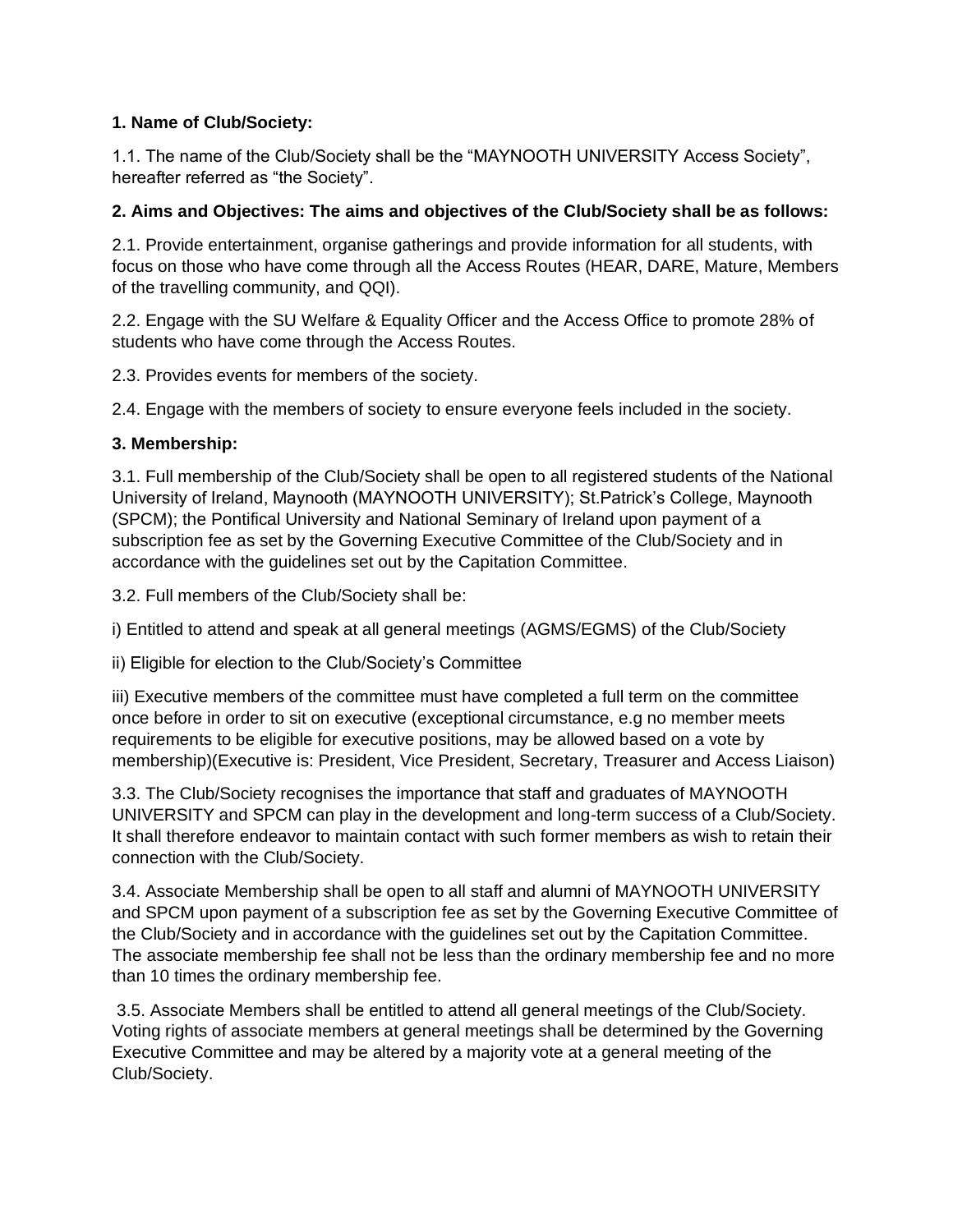**1. Name of Club/Society:**

1.1. The name of the Club/Society shall be the "MAYNOOTH UNIVERSITY Access Society", hereafter referred as "the Society".

**2. Aims and Objectives: The aims and objectives of the Club/Society shall be as follows:**

2.1. Provide entertainment, organise gatherings and provide information for all students, with focus on those who have come through all the Access Routes (HEAR, DARE, Mature, Members of the travelling community, and QQI).

2.2. Engage with the SU Welfare & Equality Officer and the Access Office to promote 28% of students who have come through the Access Routes.

2.3. Provides events for members of the society.

2.4. Engage with the members of society to ensure everyone feels included in the society.

**3. Membership:**

3.1. Full membership of the Club/Society shall be open to all registered students of the National University of Ireland, Maynooth (MAYNOOTH UNIVERSITY); St.Patrick's College, Maynooth (SPCM); the Pontifical University and National Seminary of Ireland upon payment of a subscription fee as set by the Governing Executive Committee of the Club/Society and in accordance with the guidelines set out by the Capitation Committee.

3.2. Full members of the Club/Society shall be:

i) Entitled to attend and speak at all general meetings (AGMS/EGMS) of the Club/Society

ii) Eligible for election to the Club/Society's Committee

iii) Executive members of the committee must have completed a full term on the committee once before in order to sit on executive (exceptional circumstance, e.g no member meets requirements to be eligible for executive positions, may be allowed based on a vote by membership)(Executive is: President, Vice President, Secretary, Treasurer and Access Liaison)

3.3. The Club/Society recognises the importance that staff and graduates of MAYNOOTH UNIVERSITY and SPCM can play in the development and long-term success of a Club/Society. It shall therefore endeavor to maintain contact with such former members as wish to retain their connection with the Club/Society.

3.4. Associate Membership shall be open to all staff and alumni of MAYNOOTH UNIVERSITY and SPCM upon payment of a subscription fee as set by the Governing Executive Committee of the Club/Society and in accordance with the guidelines set out by the Capitation Committee. The associate membership fee shall not be less than the ordinary membership fee and no more than 10 times the ordinary membership fee.

3.5. Associate Members shall be entitled to attend all general meetings of the Club/Society. Voting rights of associate members at general meetings shall be determined by the Governing Executive Committee and may be altered by a majority vote at a general meeting of the Club/Society.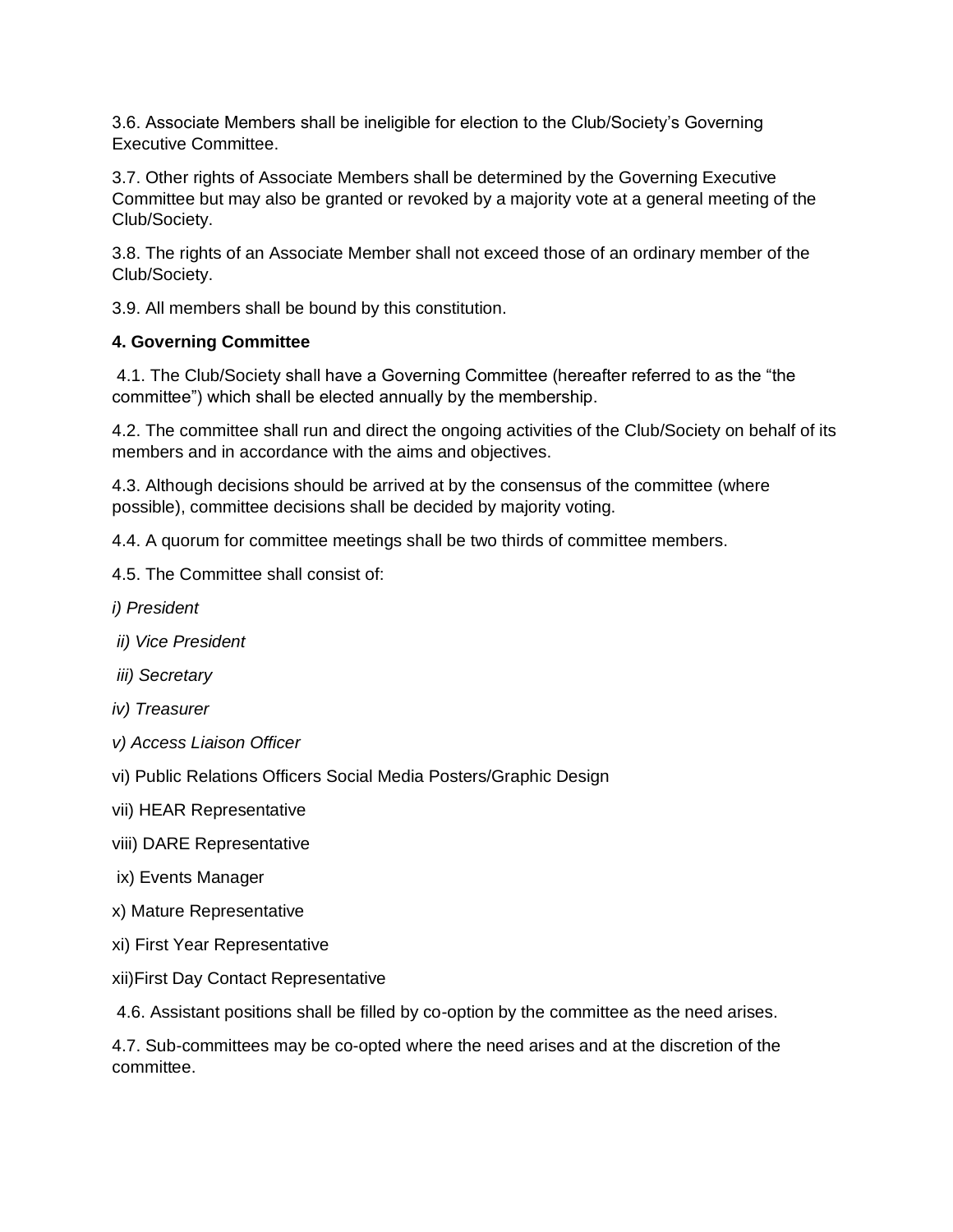3.6. Associate Members shall be ineligible for election to the Club/Society's Governing Executive Committee.

3.7. Other rights of Associate Members shall be determined by the Governing Executive Committee but may also be granted or revoked by a majority vote at a general meeting of the Club/Society.

3.8. The rights of an Associate Member shall not exceed those of an ordinary member of the Club/Society.

3.9. All members shall be bound by this constitution.

**4. Governing Committee**

4.1. The Club/Society shall have a Governing Committee (hereafter referred to as the "the committee") which shall be elected annually by the membership.

4.2. The committee shall run and direct the ongoing activities of the Club/Society on behalf of its members and in accordance with the aims and objectives.

4.3. Although decisions should be arrived at by the consensus of the committee (where possible), committee decisions shall be decided by majority voting.

4.4. A quorum for committee meetings shall be two thirds of committee members.

4.5. The Committee shall consist of:

*i) President*

*ii) Vice President*

*iii) Secretary*

*iv) Treasurer*

*v) Access Liaison Officer*

vi) Public Relations Officers Social Media Posters/Graphic Design

vii) HEAR Representative

viii) DARE Representative

ix) Events Manager

x) Mature Representative

xi) First Year Representative

xii)First Day Contact Representative

4.6. Assistant positions shall be filled by co-option by the committee as the need arises.

4.7. Sub-committees may be co-opted where the need arises and at the discretion of the committee.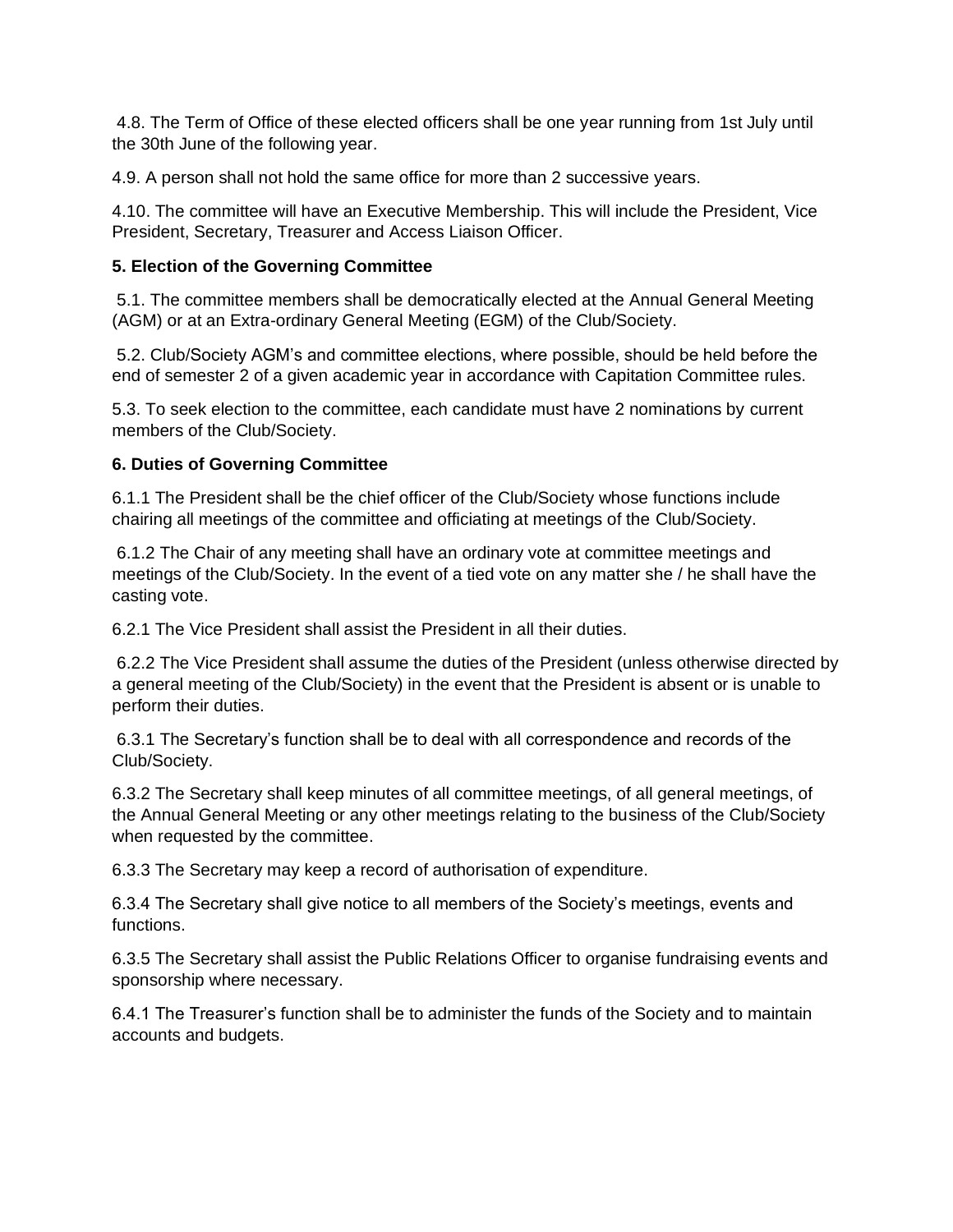4.8. The Term of Office of these elected officers shall be one year running from 1st July until the 30th June of the following year.

4.9. A person shall not hold the same office for more than 2 successive years.

4.10. The committee will have an Executive Membership. This will include the President, Vice President, Secretary, Treasurer and Access Liaison Officer.

**5. Election of the Governing Committee**

5.1. The committee members shall be democratically elected at the Annual General Meeting (AGM) or at an Extra-ordinary General Meeting (EGM) of the Club/Society.

5.2. Club/Society AGM's and committee elections, where possible, should be held before the end of semester 2 of a given academic year in accordance with Capitation Committee rules.

5.3. To seek election to the committee, each candidate must have 2 nominations by current members of the Club/Society.

**6. Duties of Governing Committee**

6.1.1 The President shall be the chief officer of the Club/Society whose functions include chairing all meetings of the committee and officiating at meetings of the Club/Society.

6.1.2 The Chair of any meeting shall have an ordinary vote at committee meetings and meetings of the Club/Society. In the event of a tied vote on any matter she / he shall have the casting vote.

6.2.1 The Vice President shall assist the President in all their duties.

6.2.2 The Vice President shall assume the duties of the President (unless otherwise directed by a general meeting of the Club/Society) in the event that the President is absent or is unable to perform their duties.

6.3.1 The Secretary's function shall be to deal with all correspondence and records of the Club/Society.

6.3.2 The Secretary shall keep minutes of all committee meetings, of all general meetings, of the Annual General Meeting or any other meetings relating to the business of the Club/Society when requested by the committee.

6.3.3 The Secretary may keep a record of authorisation of expenditure.

6.3.4 The Secretary shall give notice to all members of the Society's meetings, events and functions.

6.3.5 The Secretary shall assist the Public Relations Officer to organise fundraising events and sponsorship where necessary.

6.4.1 The Treasurer's function shall be to administer the funds of the Society and to maintain accounts and budgets.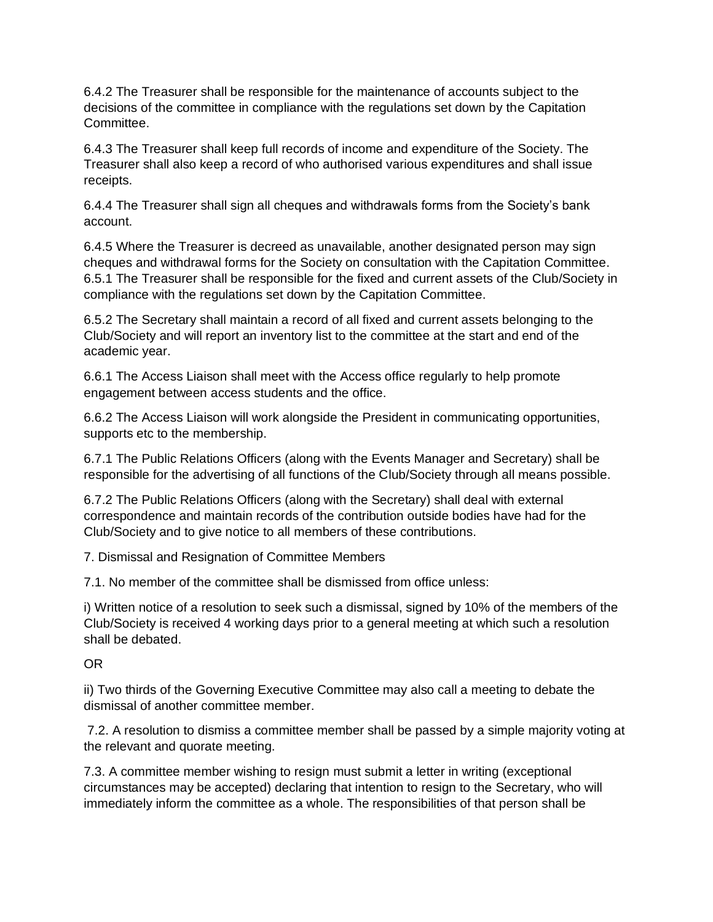6.4.2 The Treasurer shall be responsible for the maintenance of accounts subject to the decisions of the committee in compliance with the regulations set down by the Capitation Committee.

6.4.3 The Treasurer shall keep full records of income and expenditure of the Society. The Treasurer shall also keep a record of who authorised various expenditures and shall issue receipts.

6.4.4 The Treasurer shall sign all cheques and withdrawals forms from the Society's bank account.

6.4.5 Where the Treasurer is decreed as unavailable, another designated person may sign cheques and withdrawal forms for the Society on consultation with the Capitation Committee.
6.5.1 The Treasurer shall be responsible for the fixed and current assets of the Club/Society in compliance with the regulations set down by the Capitation Committee.

6.5.2 The Secretary shall maintain a record of all fixed and current assets belonging to the Club/Society and will report an inventory list to the committee at the start and end of the academic year.

6.6.1 The Access Liaison shall meet with the Access office regularly to help promote engagement between access students and the office.

6.6.2 The Access Liaison will work alongside the President in communicating opportunities, supports etc to the membership.

6.7.1 The Public Relations Officers (along with the Events Manager and Secretary) shall be responsible for the advertising of all functions of the Club/Society through all means possible.

6.7.2 The Public Relations Officers (along with the Secretary) shall deal with external correspondence and maintain records of the contribution outside bodies have had for the Club/Society and to give notice to all members of these contributions.

7. Dismissal and Resignation of Committee Members

7.1. No member of the committee shall be dismissed from office unless:

i) Written notice of a resolution to seek such a dismissal, signed by 10% of the members of the Club/Society is received 4 working days prior to a general meeting at which such a resolution shall be debated.

OR

ii) Two thirds of the Governing Executive Committee may also call a meeting to debate the dismissal of another committee member.

7.2. A resolution to dismiss a committee member shall be passed by a simple majority voting at the relevant and quorate meeting.

7.3. A committee member wishing to resign must submit a letter in writing (exceptional circumstances may be accepted) declaring that intention to resign to the Secretary, who will immediately inform the committee as a whole. The responsibilities of that person shall be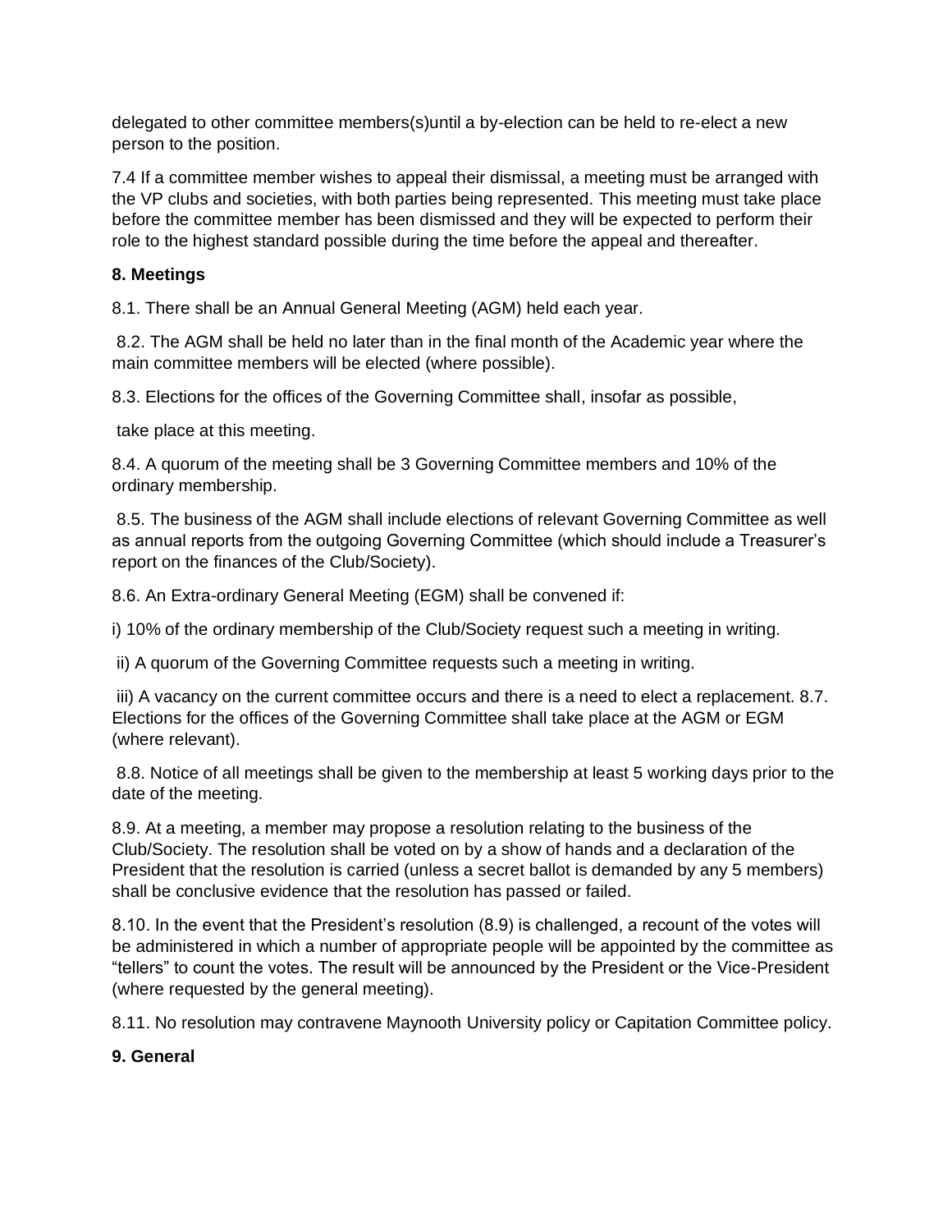delegated to other committee members(s)until a by-election can be held to re-elect a new person to the position.

7.4 If a committee member wishes to appeal their dismissal, a meeting must be arranged with the VP clubs and societies, with both parties being represented. This meeting must take place before the committee member has been dismissed and they will be expected to perform their role to the highest standard possible during the time before the appeal and thereafter.

**8. Meetings**

8.1. There shall be an Annual General Meeting (AGM) held each year.

8.2. The AGM shall be held no later than in the final month of the Academic year where the main committee members will be elected (where possible).

8.3. Elections for the offices of the Governing Committee shall, insofar as possible,

take place at this meeting.

8.4. A quorum of the meeting shall be 3 Governing Committee members and 10% of the ordinary membership.

8.5. The business of the AGM shall include elections of relevant Governing Committee as well as annual reports from the outgoing Governing Committee (which should include a Treasurer's report on the finances of the Club/Society).

8.6. An Extra-ordinary General Meeting (EGM) shall be convened if:

i) 10% of the ordinary membership of the Club/Society request such a meeting in writing.

ii) A quorum of the Governing Committee requests such a meeting in writing.

iii) A vacancy on the current committee occurs and there is a need to elect a replacement. 8.7. Elections for the offices of the Governing Committee shall take place at the AGM or EGM (where relevant).

8.8. Notice of all meetings shall be given to the membership at least 5 working days prior to the date of the meeting.

8.9. At a meeting, a member may propose a resolution relating to the business of the Club/Society. The resolution shall be voted on by a show of hands and a declaration of the President that the resolution is carried (unless a secret ballot is demanded by any 5 members) shall be conclusive evidence that the resolution has passed or failed.

8.10. In the event that the President's resolution (8.9) is challenged, a recount of the votes will be administered in which a number of appropriate people will be appointed by the committee as "tellers" to count the votes. The result will be announced by the President or the Vice-President (where requested by the general meeting).

8.11. No resolution may contravene Maynooth University policy or Capitation Committee policy.

**9. General**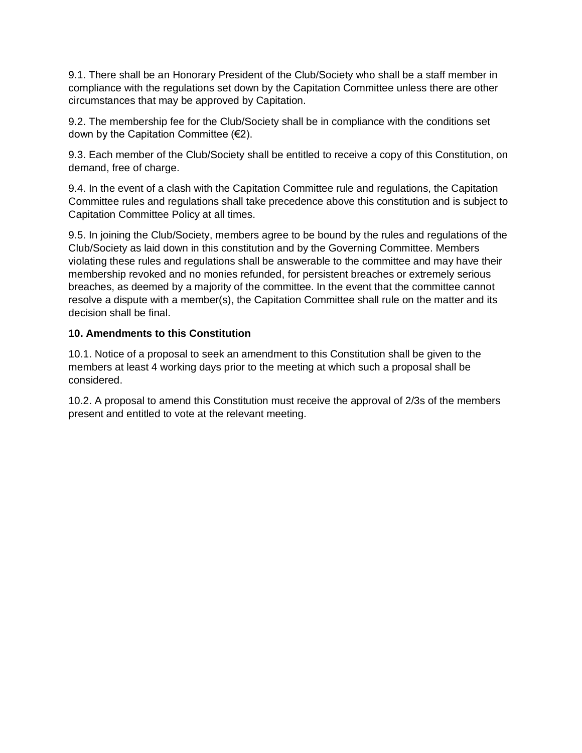9.1. There shall be an Honorary President of the Club/Society who shall be a staff member in compliance with the regulations set down by the Capitation Committee unless there are other circumstances that may be approved by Capitation.

9.2. The membership fee for the Club/Society shall be in compliance with the conditions set down by the Capitation Committee (€2).

9.3. Each member of the Club/Society shall be entitled to receive a copy of this Constitution, on demand, free of charge.

9.4. In the event of a clash with the Capitation Committee rule and regulations, the Capitation Committee rules and regulations shall take precedence above this constitution and is subject to Capitation Committee Policy at all times.

9.5. In joining the Club/Society, members agree to be bound by the rules and regulations of the Club/Society as laid down in this constitution and by the Governing Committee. Members violating these rules and regulations shall be answerable to the committee and may have their membership revoked and no monies refunded, for persistent breaches or extremely serious breaches, as deemed by a majority of the committee. In the event that the committee cannot resolve a dispute with a member(s), the Capitation Committee shall rule on the matter and its decision shall be final.

**10. Amendments to this Constitution**

10.1. Notice of a proposal to seek an amendment to this Constitution shall be given to the members at least 4 working days prior to the meeting at which such a proposal shall be considered.

10.2. A proposal to amend this Constitution must receive the approval of 2/3s of the members present and entitled to vote at the relevant meeting.